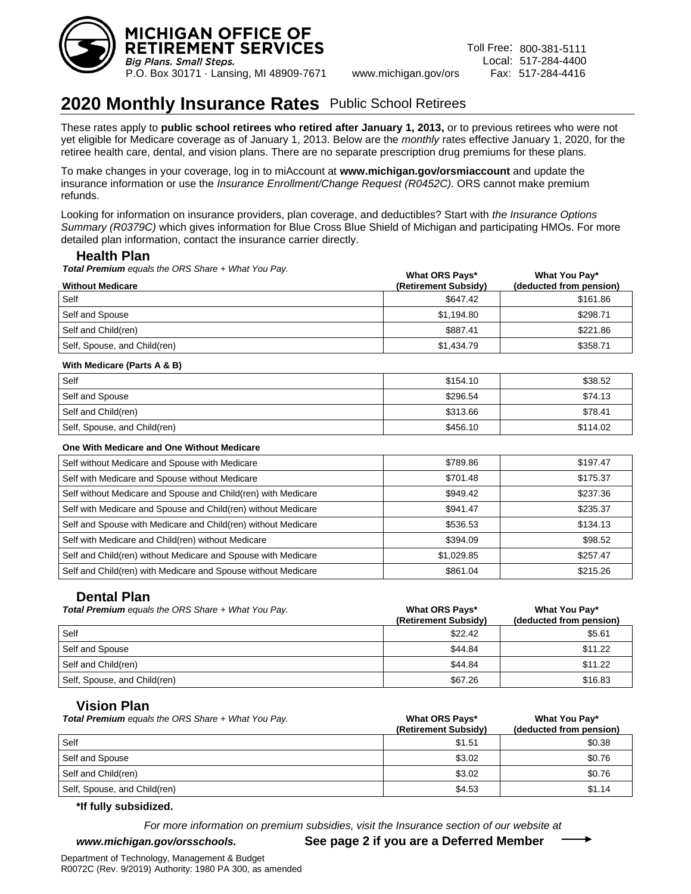**MICHIGAN OFFICE OF RETIREMENT SERVICES**
*Big Plans. Small Steps.*
P.O. Box 30171 · Lansing, MI 48909-7671 www.michigan.gov/ors

Toll Free: 800-381-5111
Local: 517-284-4400
Fax: 517-284-4416

# 2020 Monthly Insurance Rates Public School Retirees

These rates apply to **public school retirees who retired after January 1, 2013,** or to previous retirees who were not yet eligible for Medicare coverage as of January 1, 2013. Below are the *monthly* rates effective January 1, 2020, for the retiree health care, dental, and vision plans. There are no separate prescription drug premiums for these plans.

To make changes in your coverage, log in to miAccount at **www.michigan.gov/orsmiaccount** and update the insurance information or use the *Insurance Enrollment/Change Request (R0452C)*. ORS cannot make premium refunds.

Looking for information on insurance providers, plan coverage, and deductibles? Start with *the Insurance Options Summary (R0379C)* which gives information for Blue Cross Blue Shield of Michigan and participating HMOs. For more detailed plan information, contact the insurance carrier directly.

## Health Plan

***Total Premium** equals the ORS Share + What You Pay.*

| Without Medicare | What ORS Pays* (Retirement Subsidy) | What You Pay* (deducted from pension) |
|---|---|---|
| Self | $647.42 | $161.86 |
| Self and Spouse | $1,194.80 | $298.71 |
| Self and Child(ren) | $887.41 | $221.86 |
| Self, Spouse, and Child(ren) | $1,434.79 | $358.71 |
| **With Medicare (Parts A & B)** | | |
| Self | $154.10 | $38.52 |
| Self and Spouse | $296.54 | $74.13 |
| Self and Child(ren) | $313.66 | $78.41 |
| Self, Spouse, and Child(ren) | $456.10 | $114.02 |
| **One With Medicare and One Without Medicare** | | |
| Self without Medicare and Spouse with Medicare | $789.86 | $197.47 |
| Self with Medicare and Spouse without Medicare | $701.48 | $175.37 |
| Self without Medicare and Spouse and Child(ren) with Medicare | $949.42 | $237.36 |
| Self with Medicare and Spouse and Child(ren) without Medicare | $941.47 | $235.37 |
| Self and Spouse with Medicare and Child(ren) without Medicare | $536.53 | $134.13 |
| Self with Medicare and Child(ren) without Medicare | $394.09 | $98.52 |
| Self and Child(ren) without Medicare and Spouse with Medicare | $1,029.85 | $257.47 |
| Self and Child(ren) with Medicare and Spouse without Medicare | $861.04 | $215.26 |

## Dental Plan

***Total Premium** equals the ORS Share + What You Pay.*

| | What ORS Pays* (Retirement Subsidy) | What You Pay* (deducted from pension) |
|---|---|---|
| Self | $22.42 | $5.61 |
| Self and Spouse | $44.84 | $11.22 |
| Self and Child(ren) | $44.84 | $11.22 |
| Self, Spouse, and Child(ren) | $67.26 | $16.83 |

## Vision Plan

***Total Premium** equals the ORS Share + What You Pay.*

| | What ORS Pays* (Retirement Subsidy) | What You Pay* (deducted from pension) |
|---|---|---|
| Self | $1.51 | $0.38 |
| Self and Spouse | $3.02 | $0.76 |
| Self and Child(ren) | $3.02 | $0.76 |
| Self, Spouse, and Child(ren) | $4.53 | $1.14 |

**\*If fully subsidized.**

*For more information on premium subsidies, visit the Insurance section of our website at* ***www.michigan.gov/orsschools.***

**See page 2 if you are a Deferred Member →**

Department of Technology, Management & Budget
R0072C (Rev. 9/2019) Authority: 1980 PA 300, as amended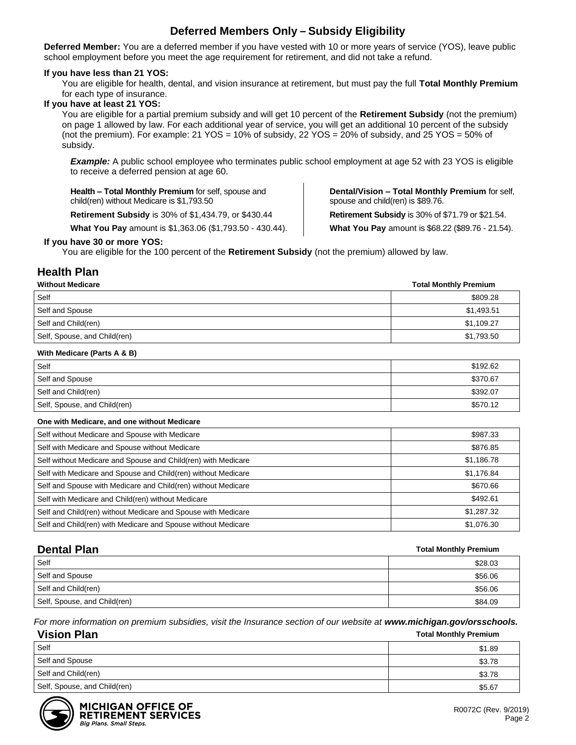# Deferred Members Only – Subsidy Eligibility

**Deferred Member:** You are a deferred member if you have vested with 10 or more years of service (YOS), leave public school employment before you meet the age requirement for retirement, and did not take a refund.

**If you have less than 21 YOS:**

You are eligible for health, dental, and vision insurance at retirement, but must pay the full **Total Monthly Premium** for each type of insurance.

**If you have at least 21 YOS:**

You are eligible for a partial premium subsidy and will get 10 percent of the **Retirement Subsidy** (not the premium) on page 1 allowed by law. For each additional year of service, you will get an additional 10 percent of the subsidy (not the premium). For example: 21 YOS = 10% of subsidy, 22 YOS = 20% of subsidy, and 25 YOS = 50% of subsidy.

***Example:*** A public school employee who terminates public school employment at age 52 with 23 YOS is eligible to receive a deferred pension at age 60.

**Health – Total Monthly Premium** for self, spouse and child(ren) without Medicare is $1,793.50

**Retirement Subsidy** is 30% of $1,434.79, or $430.44

**What You Pay** amount is $1,363.06 ($1,793.50 - 430.44).

**Dental/Vision – Total Monthly Premium** for self, spouse and child(ren) is $89.76.

**Retirement Subsidy** is 30% of $71.79 or $21.54.

**What You Pay** amount is $68.22 ($89.76 - 21.54).

**If you have 30 or more YOS:**

You are eligible for the 100 percent of the **Retirement Subsidy** (not the premium) allowed by law.

## Health Plan

| Without Medicare | Total Monthly Premium |
|---|---|
| Self | $809.28 |
| Self and Spouse | $1,493.51 |
| Self and Child(ren) | $1,109.27 |
| Self, Spouse, and Child(ren) | $1,793.50 |
| **With Medicare (Parts A & B)** | |
| Self | $192.62 |
| Self and Spouse | $370.67 |
| Self and Child(ren) | $392.07 |
| Self, Spouse, and Child(ren) | $570.12 |
| **One with Medicare, and one without Medicare** | |
| Self without Medicare and Spouse with Medicare | $987.33 |
| Self with Medicare and Spouse without Medicare | $876.85 |
| Self without Medicare and Spouse and Child(ren) with Medicare | $1,186.78 |
| Self with Medicare and Spouse and Child(ren) without Medicare | $1,176.84 |
| Self and Spouse with Medicare and Child(ren) without Medicare | $670.66 |
| Self with Medicare and Child(ren) without Medicare | $492.61 |
| Self and Child(ren) without Medicare and Spouse with Medicare | $1,287.32 |
| Self and Child(ren) with Medicare and Spouse without Medicare | $1,076.30 |

## Dental Plan

| | Total Monthly Premium |
|---|---|
| Self | $28.03 |
| Self and Spouse | $56.06 |
| Self and Child(ren) | $56.06 |
| Self, Spouse, and Child(ren) | $84.09 |

*For more information on premium subsidies, visit the Insurance section of our website at **www.michigan.gov/orsschools.***

## Vision Plan

| | Total Monthly Premium |
|---|---|
| Self | $1.89 |
| Self and Spouse | $3.78 |
| Self and Child(ren) | $3.78 |
| Self, Spouse, and Child(ren) | $5.67 |

MICHIGAN OFFICE OF RETIREMENT SERVICES
*Big Plans. Small Steps.*

R0072C (Rev. 9/2019)